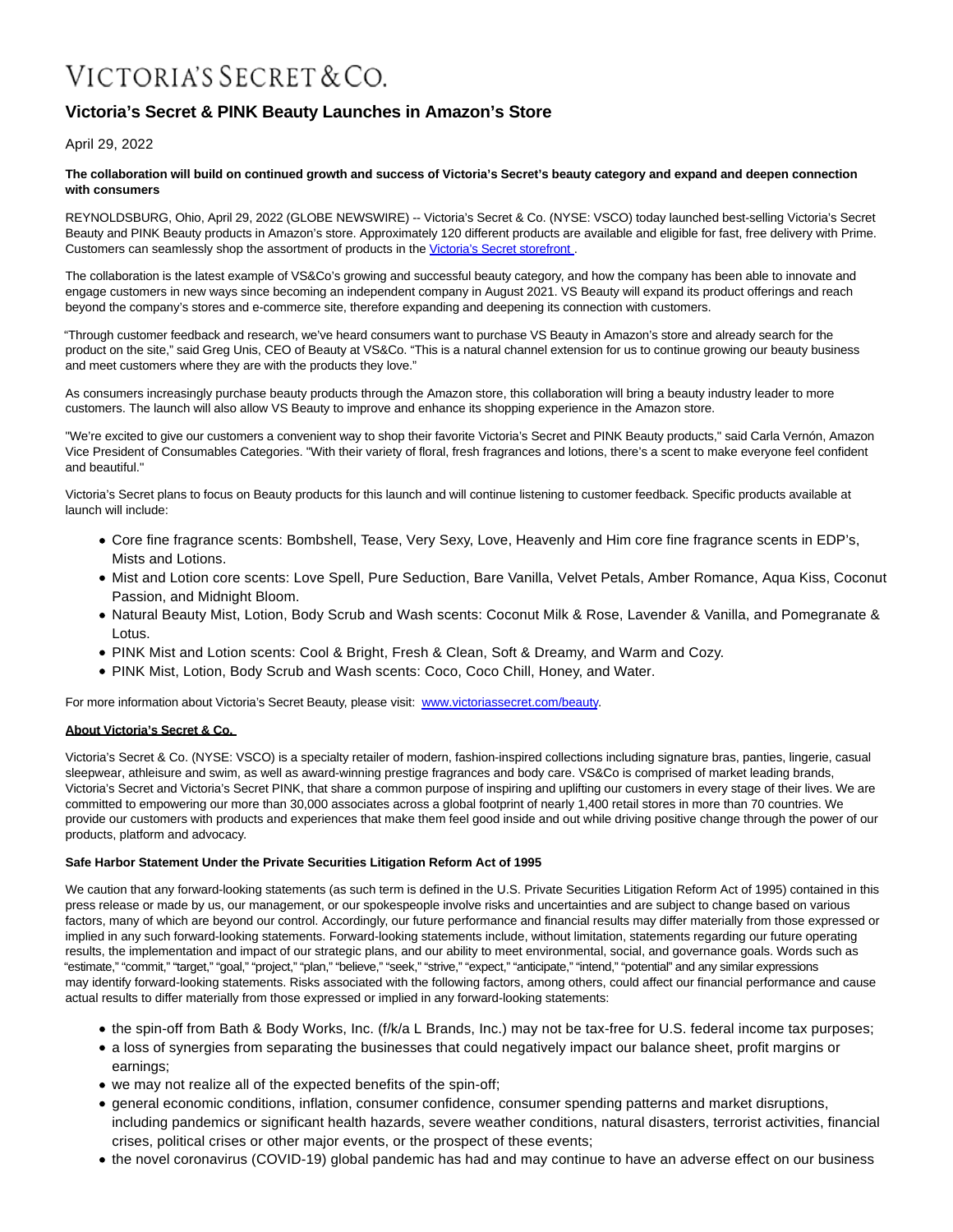VICTORIA'S SECRET & CO.

# Victoria's Secret & PINK Beauty Launches in Amazon's Store

April 29, 2022

**The collaboration will build on continued growth and success of Victoria's Secret's beauty category and expand and deepen connection with consumers**

REYNOLDSBURG, Ohio, April 29, 2022 (GLOBE NEWSWIRE) -- Victoria's Secret & Co. (NYSE: VSCO) today launched best-selling Victoria's Secret Beauty and PINK Beauty products in Amazon's store. Approximately 120 different products are available and eligible for fast, free delivery with Prime. Customers can seamlessly shop the assortment of products in the Victoria's Secret storefront .

The collaboration is the latest example of VS&Co's growing and successful beauty category, and how the company has been able to innovate and engage customers in new ways since becoming an independent company in August 2021. VS Beauty will expand its product offerings and reach beyond the company's stores and e-commerce site, therefore expanding and deepening its connection with customers.

"Through customer feedback and research, we've heard consumers want to purchase VS Beauty in Amazon's store and already search for the product on the site," said Greg Unis, CEO of Beauty at VS&Co. "This is a natural channel extension for us to continue growing our beauty business and meet customers where they are with the products they love."

As consumers increasingly purchase beauty products through the Amazon store, this collaboration will bring a beauty industry leader to more customers. The launch will also allow VS Beauty to improve and enhance its shopping experience in the Amazon store.

"We're excited to give our customers a convenient way to shop their favorite Victoria's Secret and PINK Beauty products," said Carla Vernón, Amazon Vice President of Consumables Categories. "With their variety of floral, fresh fragrances and lotions, there's a scent to make everyone feel confident and beautiful."

Victoria's Secret plans to focus on Beauty products for this launch and will continue listening to customer feedback. Specific products available at launch will include:

- Core fine fragrance scents: Bombshell, Tease, Very Sexy, Love, Heavenly and Him core fine fragrance scents in EDP's, Mists and Lotions.
- Mist and Lotion core scents: Love Spell, Pure Seduction, Bare Vanilla, Velvet Petals, Amber Romance, Aqua Kiss, Coconut Passion, and Midnight Bloom.
- Natural Beauty Mist, Lotion, Body Scrub and Wash scents: Coconut Milk & Rose, Lavender & Vanilla, and Pomegranate & Lotus.
- PINK Mist and Lotion scents: Cool & Bright, Fresh & Clean, Soft & Dreamy, and Warm and Cozy.
- PINK Mist, Lotion, Body Scrub and Wash scents: Coco, Coco Chill, Honey, and Water.

For more information about Victoria's Secret Beauty, please visit: www.victoriassecret.com/beauty.

**About Victoria's Secret & Co.**

Victoria's Secret & Co. (NYSE: VSCO) is a specialty retailer of modern, fashion-inspired collections including signature bras, panties, lingerie, casual sleepwear, athleisure and swim, as well as award-winning prestige fragrances and body care. VS&Co is comprised of market leading brands, Victoria's Secret and Victoria's Secret PINK, that share a common purpose of inspiring and uplifting our customers in every stage of their lives. We are committed to empowering our more than 30,000 associates across a global footprint of nearly 1,400 retail stores in more than 70 countries. We provide our customers with products and experiences that make them feel good inside and out while driving positive change through the power of our products, platform and advocacy.

**Safe Harbor Statement Under the Private Securities Litigation Reform Act of 1995**

We caution that any forward-looking statements (as such term is defined in the U.S. Private Securities Litigation Reform Act of 1995) contained in this press release or made by us, our management, or our spokespeople involve risks and uncertainties and are subject to change based on various factors, many of which are beyond our control. Accordingly, our future performance and financial results may differ materially from those expressed or implied in any such forward-looking statements. Forward-looking statements include, without limitation, statements regarding our future operating results, the implementation and impact of our strategic plans, and our ability to meet environmental, social, and governance goals. Words such as "estimate," "commit," "target," "goal," "project," "plan," "believe," "seek," "strive," "expect," "anticipate," "intend," "potential" and any similar expressions may identify forward-looking statements. Risks associated with the following factors, among others, could affect our financial performance and cause actual results to differ materially from those expressed or implied in any forward-looking statements:

- the spin-off from Bath & Body Works, Inc. (f/k/a L Brands, Inc.) may not be tax-free for U.S. federal income tax purposes;
- a loss of synergies from separating the businesses that could negatively impact our balance sheet, profit margins or earnings;
- we may not realize all of the expected benefits of the spin-off;
- general economic conditions, inflation, consumer confidence, consumer spending patterns and market disruptions, including pandemics or significant health hazards, severe weather conditions, natural disasters, terrorist activities, financial crises, political crises or other major events, or the prospect of these events;
- the novel coronavirus (COVID-19) global pandemic has had and may continue to have an adverse effect on our business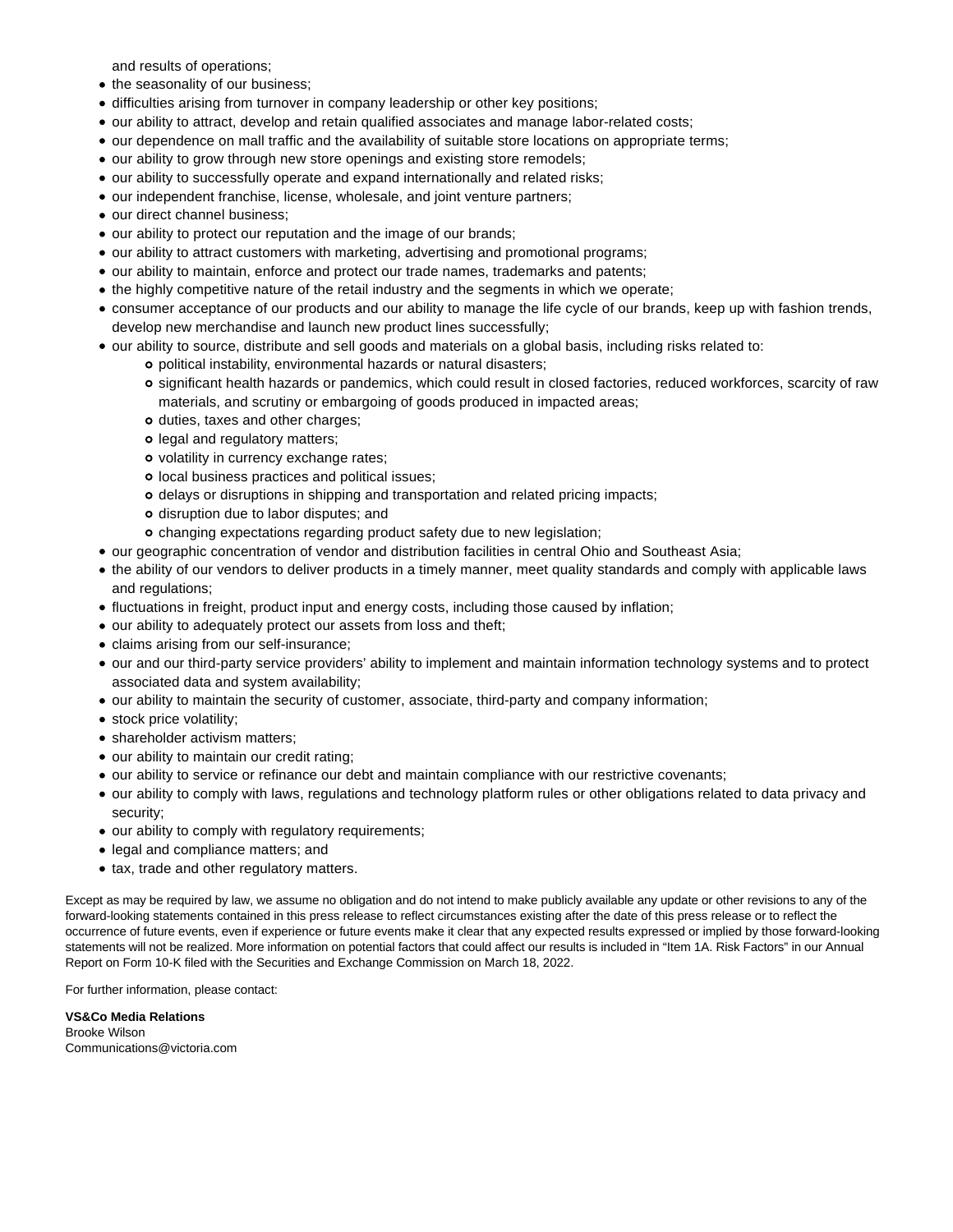and results of operations;

- the seasonality of our business;
- difficulties arising from turnover in company leadership or other key positions;
- our ability to attract, develop and retain qualified associates and manage labor-related costs;
- our dependence on mall traffic and the availability of suitable store locations on appropriate terms;
- our ability to grow through new store openings and existing store remodels;
- our ability to successfully operate and expand internationally and related risks;
- our independent franchise, license, wholesale, and joint venture partners;
- our direct channel business;
- our ability to protect our reputation and the image of our brands;
- our ability to attract customers with marketing, advertising and promotional programs;
- our ability to maintain, enforce and protect our trade names, trademarks and patents;
- the highly competitive nature of the retail industry and the segments in which we operate;
- consumer acceptance of our products and our ability to manage the life cycle of our brands, keep up with fashion trends, develop new merchandise and launch new product lines successfully;
- our ability to source, distribute and sell goods and materials on a global basis, including risks related to:
  - political instability, environmental hazards or natural disasters;
  - significant health hazards or pandemics, which could result in closed factories, reduced workforces, scarcity of raw materials, and scrutiny or embargoing of goods produced in impacted areas;
  - duties, taxes and other charges;
  - legal and regulatory matters;
  - volatility in currency exchange rates;
  - local business practices and political issues;
  - delays or disruptions in shipping and transportation and related pricing impacts;
  - disruption due to labor disputes; and
  - changing expectations regarding product safety due to new legislation;
- our geographic concentration of vendor and distribution facilities in central Ohio and Southeast Asia;
- the ability of our vendors to deliver products in a timely manner, meet quality standards and comply with applicable laws and regulations;
- fluctuations in freight, product input and energy costs, including those caused by inflation;
- our ability to adequately protect our assets from loss and theft;
- claims arising from our self-insurance;
- our and our third-party service providers' ability to implement and maintain information technology systems and to protect associated data and system availability;
- our ability to maintain the security of customer, associate, third-party and company information;
- stock price volatility;
- shareholder activism matters;
- our ability to maintain our credit rating;
- our ability to service or refinance our debt and maintain compliance with our restrictive covenants;
- our ability to comply with laws, regulations and technology platform rules or other obligations related to data privacy and security;
- our ability to comply with regulatory requirements;
- legal and compliance matters; and
- tax, trade and other regulatory matters.

Except as may be required by law, we assume no obligation and do not intend to make publicly available any update or other revisions to any of the forward-looking statements contained in this press release to reflect circumstances existing after the date of this press release or to reflect the occurrence of future events, even if experience or future events make it clear that any expected results expressed or implied by those forward-looking statements will not be realized. More information on potential factors that could affect our results is included in "Item 1A. Risk Factors" in our Annual Report on Form 10-K filed with the Securities and Exchange Commission on March 18, 2022.

For further information, please contact:

**VS&Co Media Relations**
Brooke Wilson
Communications@victoria.com